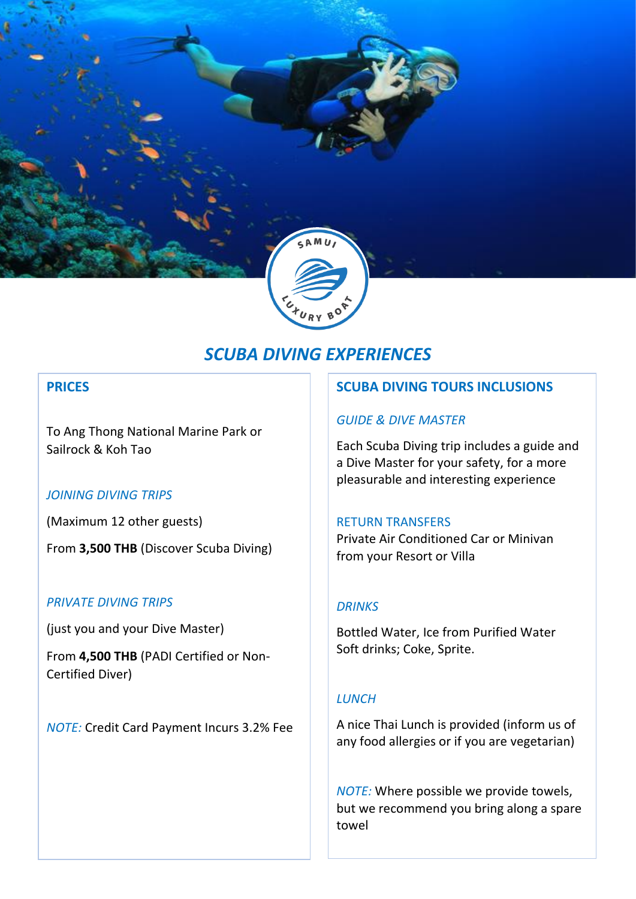# *SCUBA DIVING EXPERIENCES*

## PRICES

To Ang Thong National Marine Park or Sailrock & Koh Tao

### *JOINING DIVING TRIPS*

(Maximum 12 other guests)

From **3,500 THB** (Discover Scuba Diving)

### *PRIVATE DIVING TRIPS*

(just you and your Dive Master)

From **4,500 THB** (PADI Certified or Non-Certified Diver)

*NOTE:* Credit Card Payment Incurs 3.2% Fee

## SCUBA DIVING TOURS INCLUSIONS

### *GUIDE & DIVE MASTER*

Each Scuba Diving trip includes a guide and a Dive Master for your safety, for a more pleasurable and interesting experience

### RETURN TRANSFERS

Private Air Conditioned Car or Minivan from your Resort or Villa

### *DRINKS*

Bottled Water, Ice from Purified Water
Soft drinks; Coke, Sprite.

### *LUNCH*

A nice Thai Lunch is provided (inform us of any food allergies or if you are vegetarian)

*NOTE:* Where possible we provide towels, but we recommend you bring along a spare towel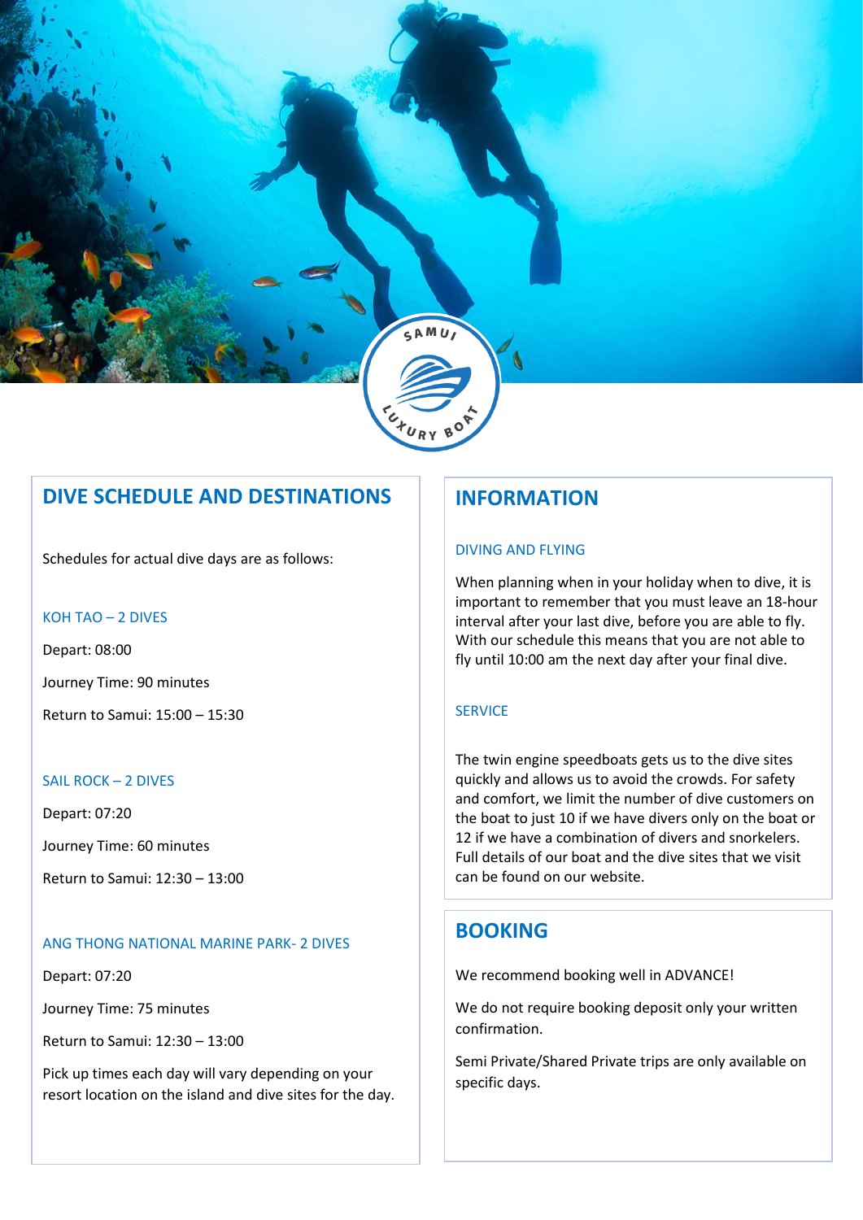## DIVE SCHEDULE AND DESTINATIONS

Schedules for actual dive days are as follows:

### KOH TAO – 2 DIVES

Depart: 08:00

Journey Time: 90 minutes

Return to Samui: 15:00 – 15:30

### SAIL ROCK – 2 DIVES

Depart: 07:20

Journey Time: 60 minutes

Return to Samui: 12:30 – 13:00

### ANG THONG NATIONAL MARINE PARK- 2 DIVES

Depart: 07:20

Journey Time: 75 minutes

Return to Samui: 12:30 – 13:00

Pick up times each day will vary depending on your resort location on the island and dive sites for the day.

## INFORMATION

### DIVING AND FLYING

When planning when in your holiday when to dive, it is important to remember that you must leave an 18-hour interval after your last dive, before you are able to fly. With our schedule this means that you are not able to fly until 10:00 am the next day after your final dive.

### SERVICE

The twin engine speedboats gets us to the dive sites quickly and allows us to avoid the crowds. For safety and comfort, we limit the number of dive customers on the boat to just 10 if we have divers only on the boat or 12 if we have a combination of divers and snorkelers. Full details of our boat and the dive sites that we visit can be found on our website.

## BOOKING

We recommend booking well in ADVANCE!

We do not require booking deposit only your written confirmation.

Semi Private/Shared Private trips are only available on specific days.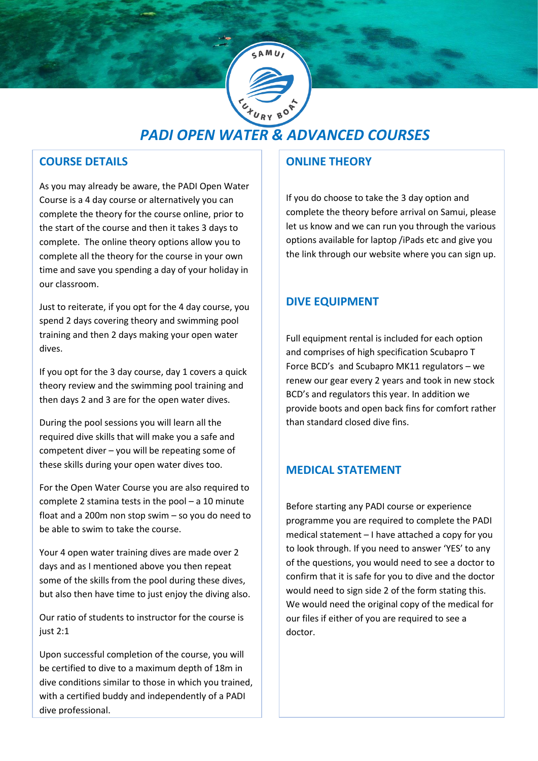# PADI OPEN WATER & ADVANCED COURSES

## COURSE DETAILS

As you may already be aware, the PADI Open Water Course is a 4 day course or alternatively you can complete the theory for the course online, prior to the start of the course and then it takes 3 days to complete. The online theory options allow you to complete all the theory for the course in your own time and save you spending a day of your holiday in our classroom.

Just to reiterate, if you opt for the 4 day course, you spend 2 days covering theory and swimming pool training and then 2 days making your open water dives.

If you opt for the 3 day course, day 1 covers a quick theory review and the swimming pool training and then days 2 and 3 are for the open water dives.

During the pool sessions you will learn all the required dive skills that will make you a safe and competent diver – you will be repeating some of these skills during your open water dives too.

For the Open Water Course you are also required to complete 2 stamina tests in the pool – a 10 minute float and a 200m non stop swim – so you do need to be able to swim to take the course.

Your 4 open water training dives are made over 2 days and as I mentioned above you then repeat some of the skills from the pool during these dives, but also then have time to just enjoy the diving also.

Our ratio of students to instructor for the course is just 2:1

Upon successful completion of the course, you will be certified to dive to a maximum depth of 18m in dive conditions similar to those in which you trained, with a certified buddy and independently of a PADI dive professional.

## ONLINE THEORY

If you do choose to take the 3 day option and complete the theory before arrival on Samui, please let us know and we can run you through the various options available for laptop /iPads etc and give you the link through our website where you can sign up.

## DIVE EQUIPMENT

Full equipment rental is included for each option and comprises of high specification Scubapro T Force BCD's and Scubapro MK11 regulators – we renew our gear every 2 years and took in new stock BCD's and regulators this year. In addition we provide boots and open back fins for comfort rather than standard closed dive fins.

## MEDICAL STATEMENT

Before starting any PADI course or experience programme you are required to complete the PADI medical statement – I have attached a copy for you to look through. If you need to answer 'YES' to any of the questions, you would need to see a doctor to confirm that it is safe for you to dive and the doctor would need to sign side 2 of the form stating this. We would need the original copy of the medical for our files if either of you are required to see a doctor.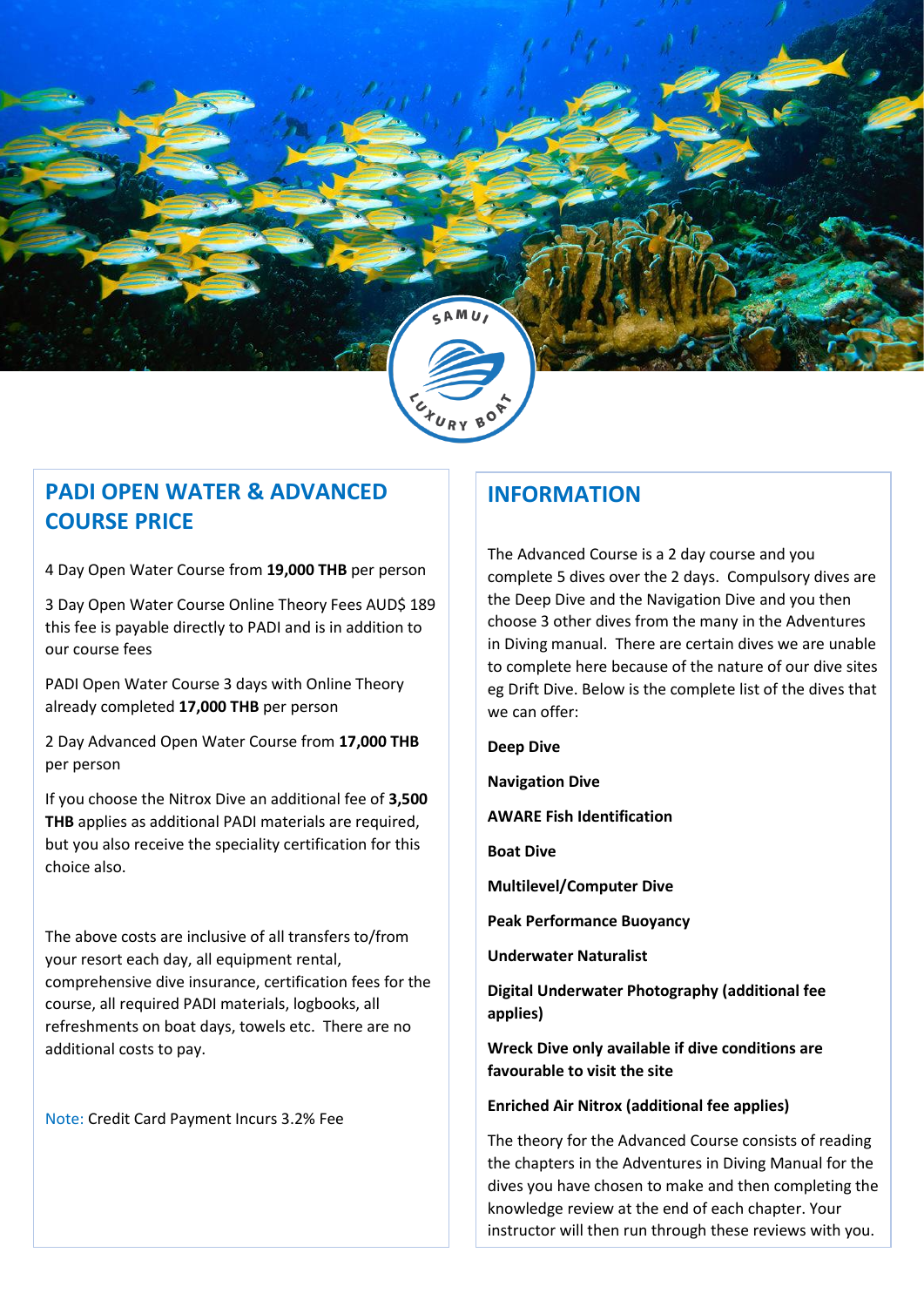## PADI OPEN WATER & ADVANCED COURSE PRICE

4 Day Open Water Course from **19,000 THB** per person

3 Day Open Water Course Online Theory Fees AUD$ 189 this fee is payable directly to PADI and is in addition to our course fees

PADI Open Water Course 3 days with Online Theory already completed **17,000 THB** per person

2 Day Advanced Open Water Course from **17,000 THB** per person

If you choose the Nitrox Dive an additional fee of **3,500 THB** applies as additional PADI materials are required, but you also receive the speciality certification for this choice also.

The above costs are inclusive of all transfers to/from your resort each day, all equipment rental, comprehensive dive insurance, certification fees for the course, all required PADI materials, logbooks, all refreshments on boat days, towels etc. There are no additional costs to pay.

Note: Credit Card Payment Incurs 3.2% Fee

## INFORMATION

The Advanced Course is a 2 day course and you complete 5 dives over the 2 days. Compulsory dives are the Deep Dive and the Navigation Dive and you then choose 3 other dives from the many in the Adventures in Diving manual. There are certain dives we are unable to complete here because of the nature of our dive sites eg Drift Dive. Below is the complete list of the dives that we can offer:

**Deep Dive**

**Navigation Dive**

**AWARE Fish Identification**

**Boat Dive**

**Multilevel/Computer Dive**

**Peak Performance Buoyancy**

**Underwater Naturalist**

**Digital Underwater Photography (additional fee applies)**

**Wreck Dive only available if dive conditions are favourable to visit the site**

**Enriched Air Nitrox (additional fee applies)**

The theory for the Advanced Course consists of reading the chapters in the Adventures in Diving Manual for the dives you have chosen to make and then completing the knowledge review at the end of each chapter. Your instructor will then run through these reviews with you.